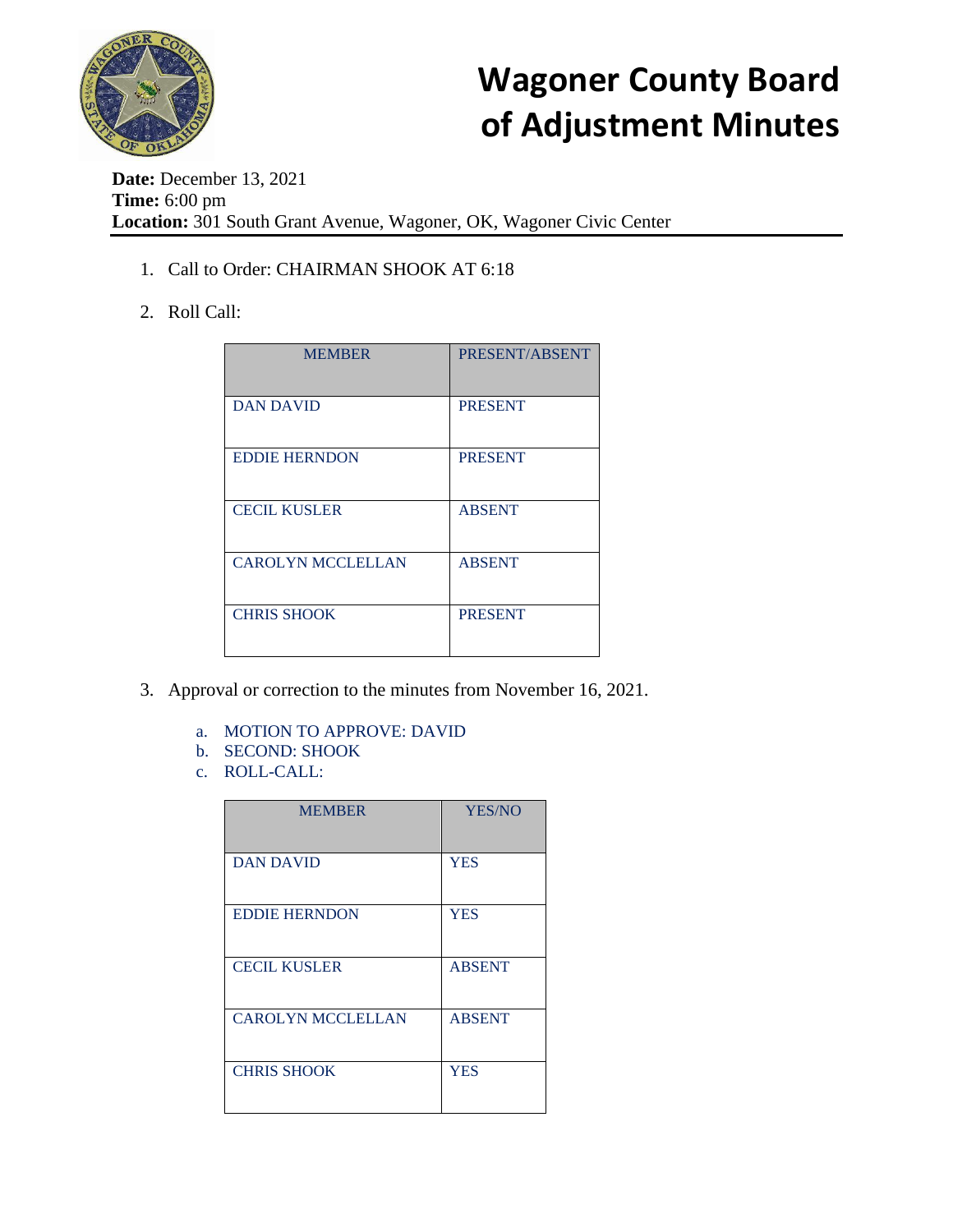# Wagoner County Board of Adjustment Minutes

**Date:** December 13, 2021
**Time:** 6:00 pm
**Location:** 301 South Grant Avenue, Wagoner, OK, Wagoner Civic Center

1. Call to Order: CHAIRMAN SHOOK AT 6:18

2. Roll Call:

| MEMBER | PRESENT/ABSENT |
|---|---|
| DAN DAVID | PRESENT |
| EDDIE HERNDON | PRESENT |
| CECIL KUSLER | ABSENT |
| CAROLYN MCCLELLAN | ABSENT |
| CHRIS SHOOK | PRESENT |

3. Approval or correction to the minutes from November 16, 2021.

   a. MOTION TO APPROVE: DAVID
   b. SECOND: SHOOK
   c. ROLL-CALL:

| MEMBER | YES/NO |
|---|---|
| DAN DAVID | YES |
| EDDIE HERNDON | YES |
| CECIL KUSLER | ABSENT |
| CAROLYN MCCLELLAN | ABSENT |
| CHRIS SHOOK | YES |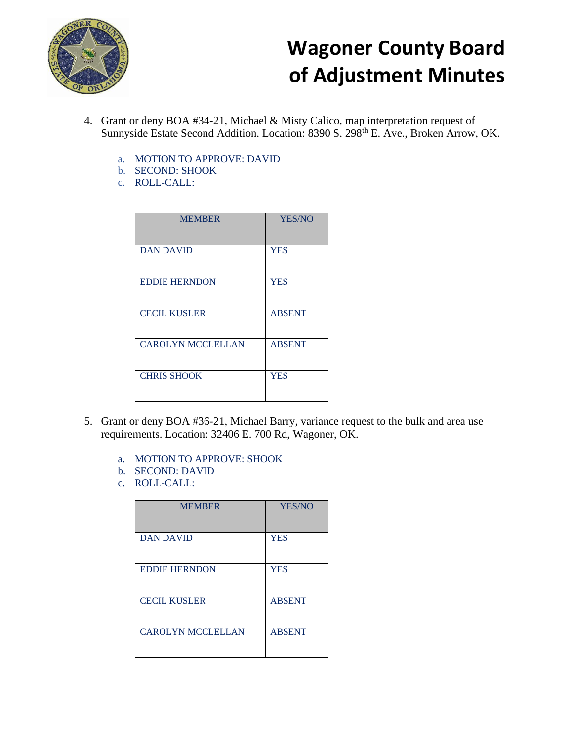4. Grant or deny BOA #34-21, Michael & Misty Calico, map interpretation request of Sunnyside Estate Second Addition. Location: 8390 S. 298th E. Ave., Broken Arrow, OK.

   a. MOTION TO APPROVE: DAVID
   b. SECOND: SHOOK
   c. ROLL-CALL:

| MEMBER | YES/NO |
|---|---|
| DAN DAVID | YES |
| EDDIE HERNDON | YES |
| CECIL KUSLER | ABSENT |
| CAROLYN MCCLELLAN | ABSENT |
| CHRIS SHOOK | YES |

5. Grant or deny BOA #36-21, Michael Barry, variance request to the bulk and area use requirements. Location: 32406 E. 700 Rd, Wagoner, OK.

   a. MOTION TO APPROVE: SHOOK
   b. SECOND: DAVID
   c. ROLL-CALL:

| MEMBER | YES/NO |
|---|---|
| DAN DAVID | YES |
| EDDIE HERNDON | YES |
| CECIL KUSLER | ABSENT |
| CAROLYN MCCLELLAN | ABSENT |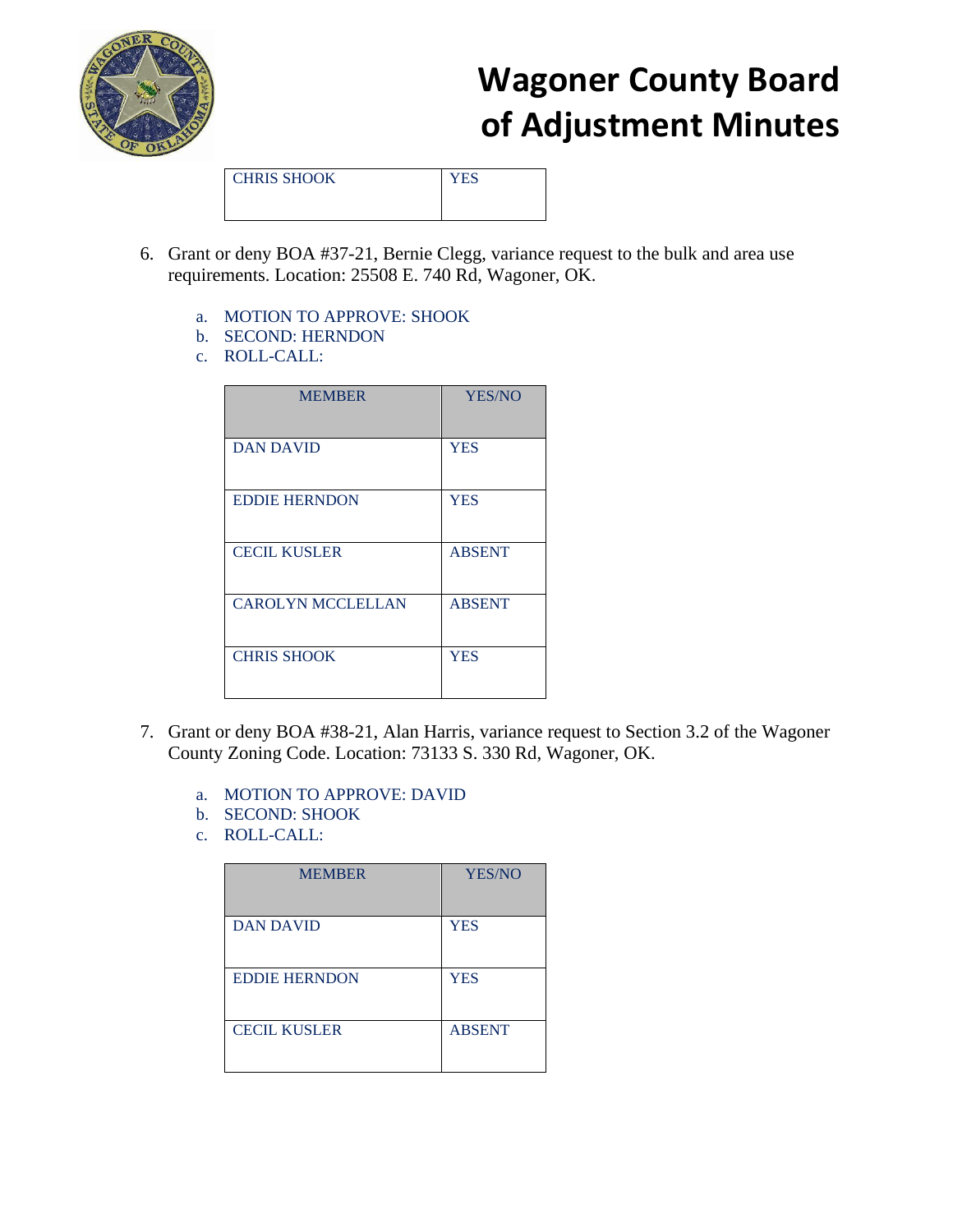# Wagoner County Board of Adjustment Minutes

| CHRIS SHOOK | YES |
|---|---|

6. Grant or deny BOA #37-21, Bernie Clegg, variance request to the bulk and area use requirements. Location: 25508 E. 740 Rd, Wagoner, OK.

   a. MOTION TO APPROVE: SHOOK
   b. SECOND: HERNDON
   c. ROLL-CALL:

| MEMBER | YES/NO |
|---|---|
| DAN DAVID | YES |
| EDDIE HERNDON | YES |
| CECIL KUSLER | ABSENT |
| CAROLYN MCCLELLAN | ABSENT |
| CHRIS SHOOK | YES |

7. Grant or deny BOA #38-21, Alan Harris, variance request to Section 3.2 of the Wagoner County Zoning Code. Location: 73133 S. 330 Rd, Wagoner, OK.

   a. MOTION TO APPROVE: DAVID
   b. SECOND: SHOOK
   c. ROLL-CALL:

| MEMBER | YES/NO |
|---|---|
| DAN DAVID | YES |
| EDDIE HERNDON | YES |
| CECIL KUSLER | ABSENT |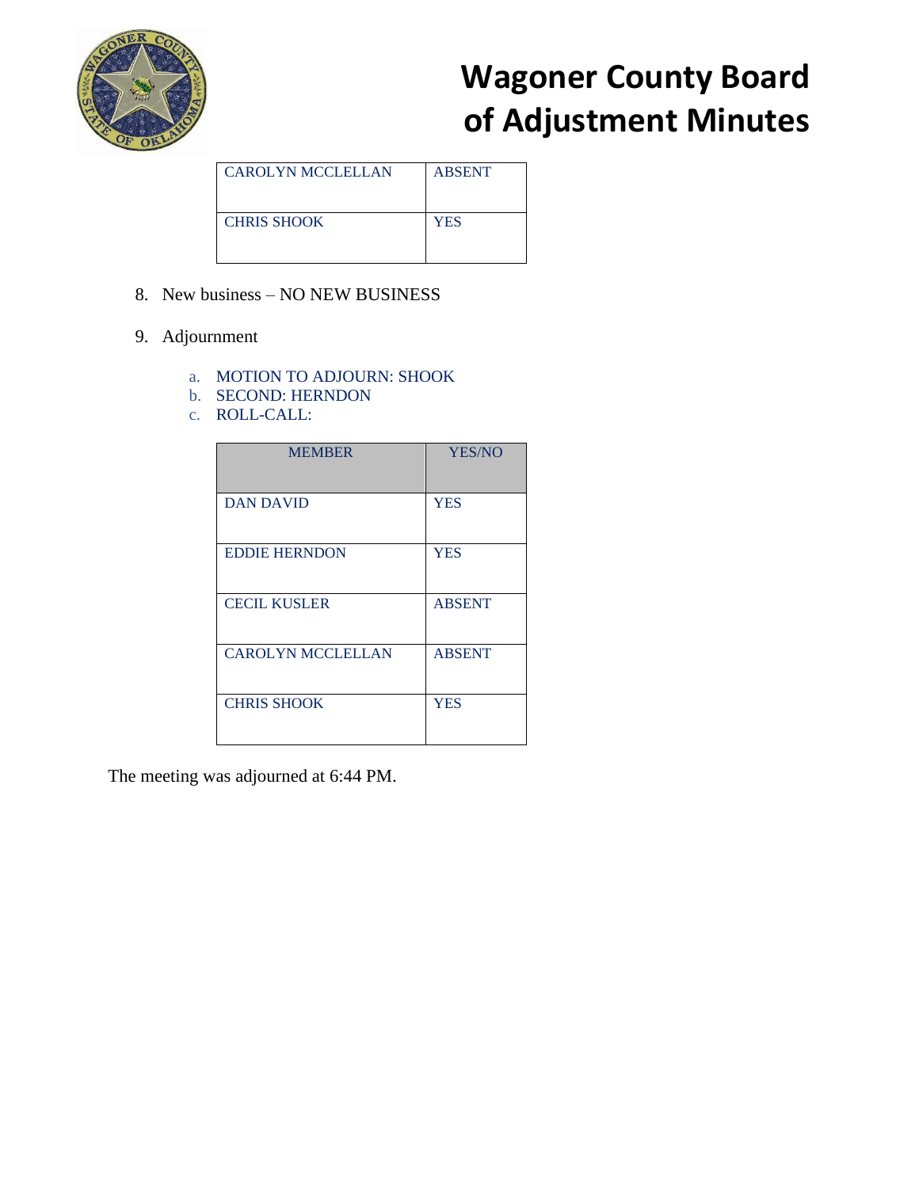# Wagoner County Board of Adjustment Minutes

| | |
|---|---|
| CAROLYN MCCLELLAN | ABSENT |
| CHRIS SHOOK | YES |

8. New business – NO NEW BUSINESS

9. Adjournment

   a. MOTION TO ADJOURN: SHOOK
   b. SECOND: HERNDON
   c. ROLL-CALL:

| MEMBER | YES/NO |
|---|---|
| DAN DAVID | YES |
| EDDIE HERNDON | YES |
| CECIL KUSLER | ABSENT |
| CAROLYN MCCLELLAN | ABSENT |
| CHRIS SHOOK | YES |

The meeting was adjourned at 6:44 PM.